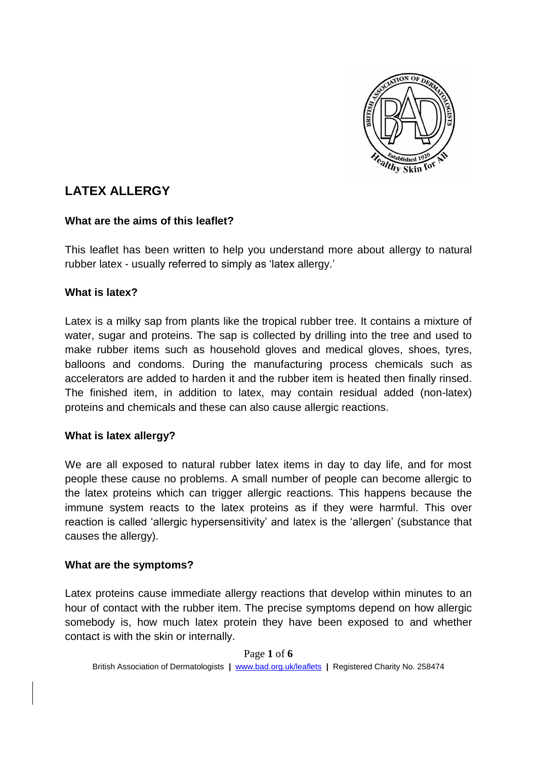# LATEX ALLERGY

## What are the aims of this leaflet?

This leaflet has been written to help you understand more about allergy to natural rubber latex - usually referred to simply as 'latex allergy.'

## What is latex?

Latex is a milky sap from plants like the tropical rubber tree. It contains a mixture of water, sugar and proteins. The sap is collected by drilling into the tree and used to make rubber items such as household gloves and medical gloves, shoes, tyres, balloons and condoms. During the manufacturing process chemicals such as accelerators are added to harden it and the rubber item is heated then finally rinsed. The finished item, in addition to latex, may contain residual added (non-latex) proteins and chemicals and these can also cause allergic reactions.

## What is latex allergy?

We are all exposed to natural rubber latex items in day to day life, and for most people these cause no problems. A small number of people can become allergic to the latex proteins which can trigger allergic reactions. This happens because the immune system reacts to the latex proteins as if they were harmful. This over reaction is called 'allergic hypersensitivity' and latex is the 'allergen' (substance that causes the allergy).

## What are the symptoms?

Latex proteins cause immediate allergy reactions that develop within minutes to an hour of contact with the rubber item. The precise symptoms depend on how allergic somebody is, how much latex protein they have been exposed to and whether contact is with the skin or internally.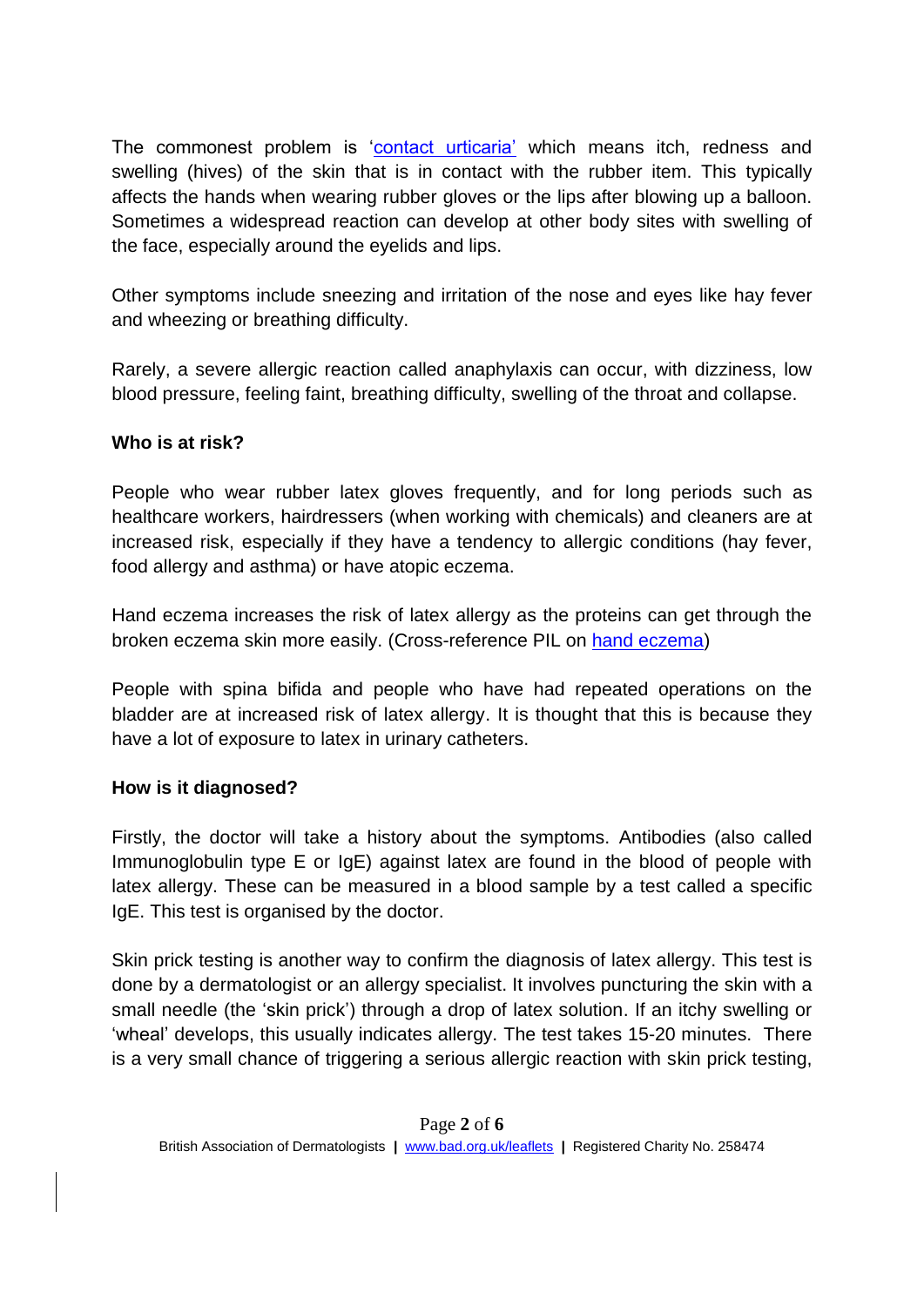The commonest problem is '[contact urticaria'](#) which means itch, redness and swelling (hives) of the skin that is in contact with the rubber item. This typically affects the hands when wearing rubber gloves or the lips after blowing up a balloon. Sometimes a widespread reaction can develop at other body sites with swelling of the face, especially around the eyelids and lips.

Other symptoms include sneezing and irritation of the nose and eyes like hay fever and wheezing or breathing difficulty.

Rarely, a severe allergic reaction called anaphylaxis can occur, with dizziness, low blood pressure, feeling faint, breathing difficulty, swelling of the throat and collapse.

**Who is at risk?**

People who wear rubber latex gloves frequently, and for long periods such as healthcare workers, hairdressers (when working with chemicals) and cleaners are at increased risk, especially if they have a tendency to allergic conditions (hay fever, food allergy and asthma) or have atopic eczema.

Hand eczema increases the risk of latex allergy as the proteins can get through the broken eczema skin more easily. (Cross-reference PIL on [hand eczema](#))

People with spina bifida and people who have had repeated operations on the bladder are at increased risk of latex allergy. It is thought that this is because they have a lot of exposure to latex in urinary catheters.

**How is it diagnosed?**

Firstly, the doctor will take a history about the symptoms. Antibodies (also called Immunoglobulin type E or IgE) against latex are found in the blood of people with latex allergy. These can be measured in a blood sample by a test called a specific IgE. This test is organised by the doctor.

Skin prick testing is another way to confirm the diagnosis of latex allergy. This test is done by a dermatologist or an allergy specialist. It involves puncturing the skin with a small needle (the 'skin prick') through a drop of latex solution. If an itchy swelling or 'wheal' develops, this usually indicates allergy. The test takes 15-20 minutes. There is a very small chance of triggering a serious allergic reaction with skin prick testing,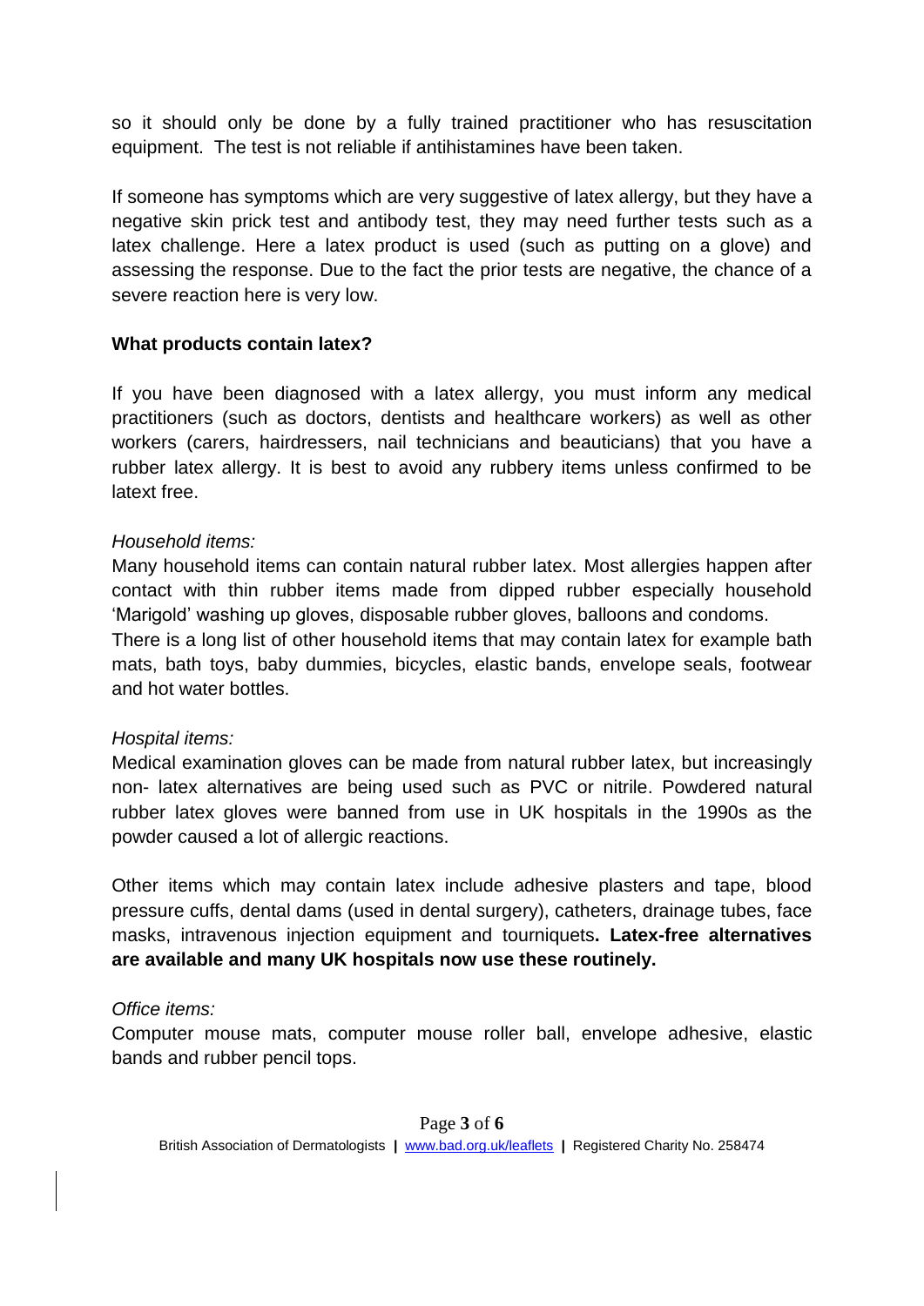so it should only be done by a fully trained practitioner who has resuscitation equipment. The test is not reliable if antihistamines have been taken.

If someone has symptoms which are very suggestive of latex allergy, but they have a negative skin prick test and antibody test, they may need further tests such as a latex challenge. Here a latex product is used (such as putting on a glove) and assessing the response. Due to the fact the prior tests are negative, the chance of a severe reaction here is very low.

**What products contain latex?**

If you have been diagnosed with a latex allergy, you must inform any medical practitioners (such as doctors, dentists and healthcare workers) as well as other workers (carers, hairdressers, nail technicians and beauticians) that you have a rubber latex allergy. It is best to avoid any rubbery items unless confirmed to be latext free.

*Household items:*

Many household items can contain natural rubber latex. Most allergies happen after contact with thin rubber items made from dipped rubber especially household 'Marigold' washing up gloves, disposable rubber gloves, balloons and condoms.

There is a long list of other household items that may contain latex for example bath mats, bath toys, baby dummies, bicycles, elastic bands, envelope seals, footwear and hot water bottles.

*Hospital items:*

Medical examination gloves can be made from natural rubber latex, but increasingly non- latex alternatives are being used such as PVC or nitrile. Powdered natural rubber latex gloves were banned from use in UK hospitals in the 1990s as the powder caused a lot of allergic reactions.

Other items which may contain latex include adhesive plasters and tape, blood pressure cuffs, dental dams (used in dental surgery), catheters, drainage tubes, face masks, intravenous injection equipment and tourniquets**. Latex-free alternatives are available and many UK hospitals now use these routinely.**

*Office items:*

Computer mouse mats, computer mouse roller ball, envelope adhesive, elastic bands and rubber pencil tops.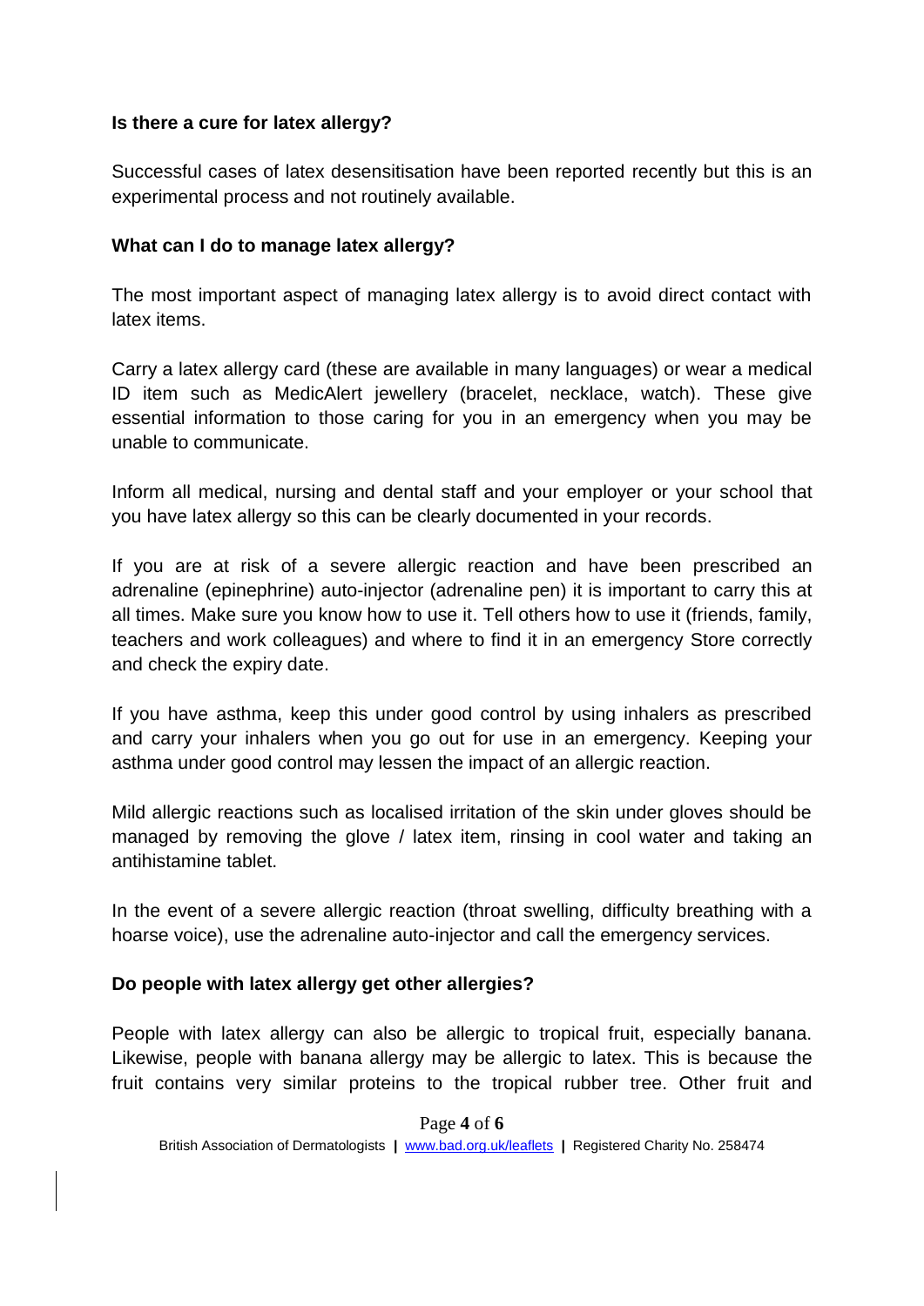**Is there a cure for latex allergy?**

Successful cases of latex desensitisation have been reported recently but this is an experimental process and not routinely available.

**What can I do to manage latex allergy?**

The most important aspect of managing latex allergy is to avoid direct contact with latex items.

Carry a latex allergy card (these are available in many languages) or wear a medical ID item such as MedicAlert jewellery (bracelet, necklace, watch). These give essential information to those caring for you in an emergency when you may be unable to communicate.

Inform all medical, nursing and dental staff and your employer or your school that you have latex allergy so this can be clearly documented in your records.

If you are at risk of a severe allergic reaction and have been prescribed an adrenaline (epinephrine) auto-injector (adrenaline pen) it is important to carry this at all times. Make sure you know how to use it. Tell others how to use it (friends, family, teachers and work colleagues) and where to find it in an emergency Store correctly and check the expiry date.

If you have asthma, keep this under good control by using inhalers as prescribed and carry your inhalers when you go out for use in an emergency. Keeping your asthma under good control may lessen the impact of an allergic reaction.

Mild allergic reactions such as localised irritation of the skin under gloves should be managed by removing the glove / latex item, rinsing in cool water and taking an antihistamine tablet.

In the event of a severe allergic reaction (throat swelling, difficulty breathing with a hoarse voice), use the adrenaline auto-injector and call the emergency services.

**Do people with latex allergy get other allergies?**

People with latex allergy can also be allergic to tropical fruit, especially banana. Likewise, people with banana allergy may be allergic to latex. This is because the fruit contains very similar proteins to the tropical rubber tree. Other fruit and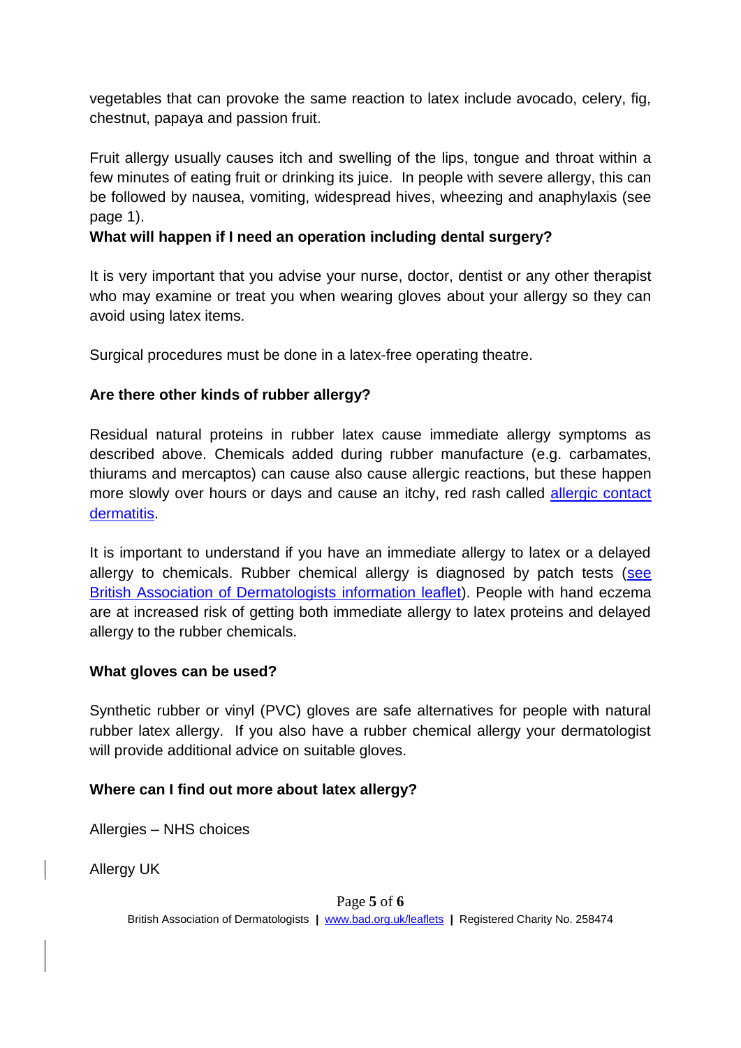vegetables that can provoke the same reaction to latex include avocado, celery, fig, chestnut, papaya and passion fruit.

Fruit allergy usually causes itch and swelling of the lips, tongue and throat within a few minutes of eating fruit or drinking its juice. In people with severe allergy, this can be followed by nausea, vomiting, widespread hives, wheezing and anaphylaxis (see page 1).

**What will happen if I need an operation including dental surgery?**

It is very important that you advise your nurse, doctor, dentist or any other therapist who may examine or treat you when wearing gloves about your allergy so they can avoid using latex items.

Surgical procedures must be done in a latex-free operating theatre.

**Are there other kinds of rubber allergy?**

Residual natural proteins in rubber latex cause immediate allergy symptoms as described above. Chemicals added during rubber manufacture (e.g. carbamates, thiurams and mercaptos) can cause also cause allergic reactions, but these happen more slowly over hours or days and cause an itchy, red rash called [allergic contact dermatitis]().

It is important to understand if you have an immediate allergy to latex or a delayed allergy to chemicals. Rubber chemical allergy is diagnosed by patch tests ([see British Association of Dermatologists information leaflet]()). People with hand eczema are at increased risk of getting both immediate allergy to latex proteins and delayed allergy to the rubber chemicals.

**What gloves can be used?**

Synthetic rubber or vinyl (PVC) gloves are safe alternatives for people with natural rubber latex allergy. If you also have a rubber chemical allergy your dermatologist will provide additional advice on suitable gloves.

**Where can I find out more about latex allergy?**

Allergies – NHS choices

Allergy UK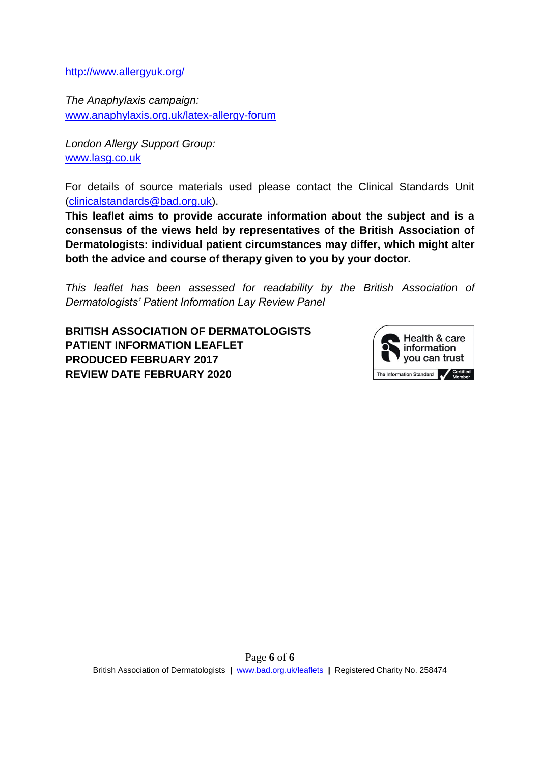http://www.allergyuk.org/

*The Anaphylaxis campaign:*
www.anaphylaxis.org.uk/latex-allergy-forum

*London Allergy Support Group:*
www.lasg.co.uk

For details of source materials used please contact the Clinical Standards Unit (clinicalstandards@bad.org.uk).

**This leaflet aims to provide accurate information about the subject and is a consensus of the views held by representatives of the British Association of Dermatologists: individual patient circumstances may differ, which might alter both the advice and course of therapy given to you by your doctor.**

*This leaflet has been assessed for readability by the British Association of Dermatologists' Patient Information Lay Review Panel*

**BRITISH ASSOCIATION OF DERMATOLOGISTS**
**PATIENT INFORMATION LEAFLET**
**PRODUCED FEBRUARY 2017**
**REVIEW DATE FEBRUARY 2020**

Health & care information you can trust
The Information Standard Certified Member